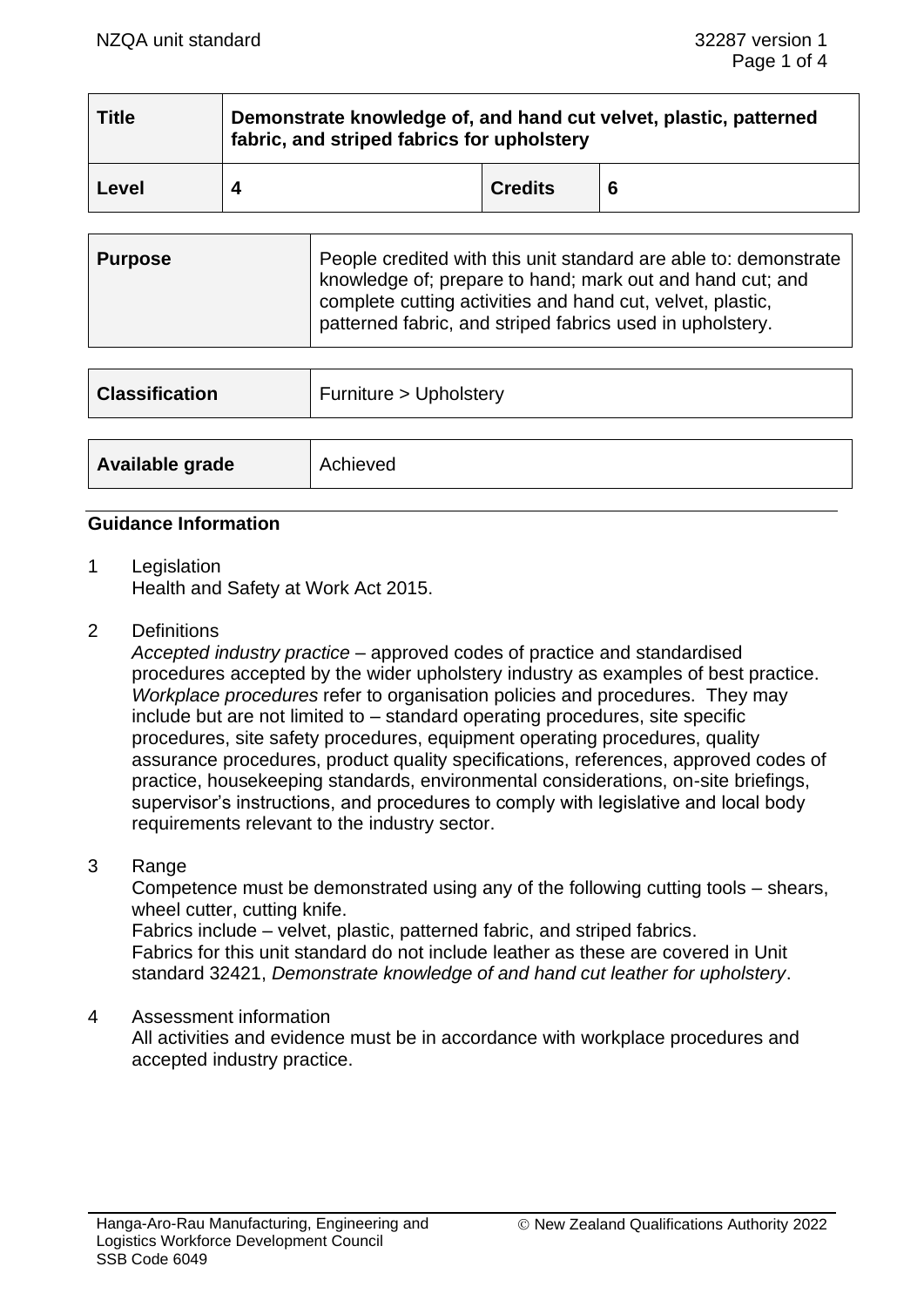| Title | Demonstrate knowledge of, and hand cut velvet, plastic, patterned fabric, and striped fabrics for upholstery | | |
|---|---|---|---|
| **Level** | **4** | **Credits** | **6** |

| Purpose | People credited with this unit standard are able to: demonstrate knowledge of; prepare to hand; mark out and hand cut; and complete cutting activities and hand cut, velvet, plastic, patterned fabric, and striped fabrics used in upholstery. |
|---|---|

| Classification | Furniture > Upholstery |
|---|---|

| Available grade | Achieved |
|---|---|

## Guidance Information

1 Legislation
Health and Safety at Work Act 2015.

2 Definitions
*Accepted industry practice* – approved codes of practice and standardised procedures accepted by the wider upholstery industry as examples of best practice.
*Workplace procedures* refer to organisation policies and procedures. They may include but are not limited to – standard operating procedures, site specific procedures, site safety procedures, equipment operating procedures, quality assurance procedures, product quality specifications, references, approved codes of practice, housekeeping standards, environmental considerations, on-site briefings, supervisor's instructions, and procedures to comply with legislative and local body requirements relevant to the industry sector.

3 Range
Competence must be demonstrated using any of the following cutting tools – shears, wheel cutter, cutting knife.
Fabrics include – velvet, plastic, patterned fabric, and striped fabrics.
Fabrics for this unit standard do not include leather as these are covered in Unit standard 32421, *Demonstrate knowledge of and hand cut leather for upholstery*.

4 Assessment information
All activities and evidence must be in accordance with workplace procedures and accepted industry practice.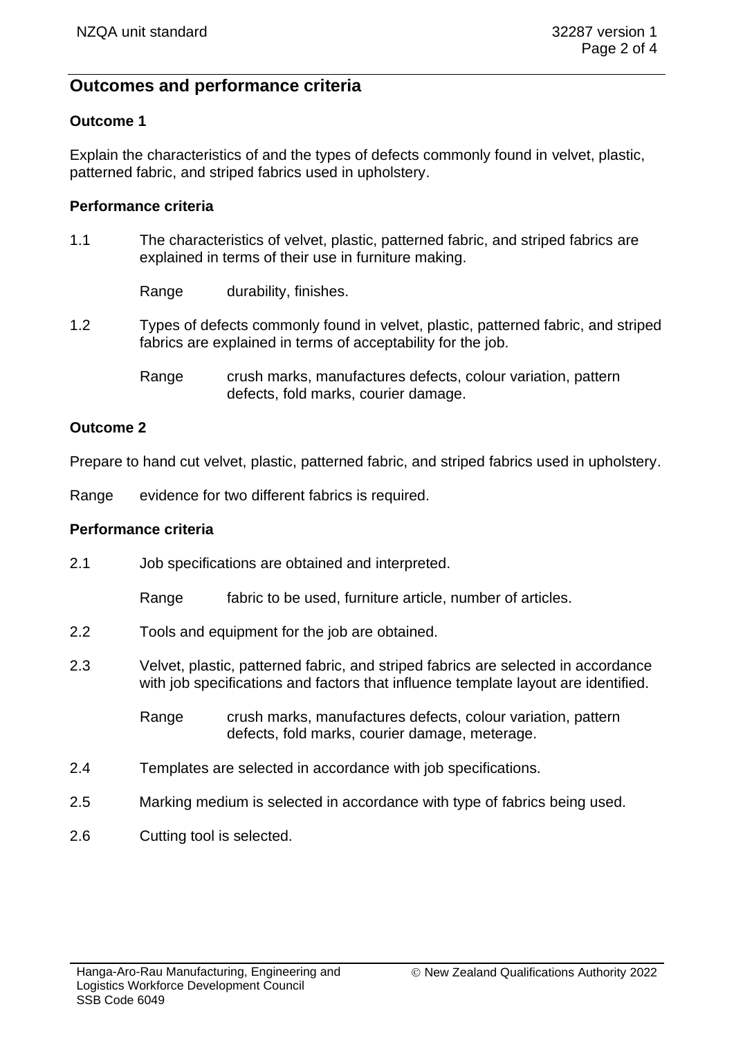## Outcomes and performance criteria

### Outcome 1

Explain the characteristics of and the types of defects commonly found in velvet, plastic, patterned fabric, and striped fabrics used in upholstery.

#### Performance criteria

1.1 The characteristics of velvet, plastic, patterned fabric, and striped fabrics are explained in terms of their use in furniture making.

Range durability, finishes.

1.2 Types of defects commonly found in velvet, plastic, patterned fabric, and striped fabrics are explained in terms of acceptability for the job.

Range crush marks, manufactures defects, colour variation, pattern defects, fold marks, courier damage.

### Outcome 2

Prepare to hand cut velvet, plastic, patterned fabric, and striped fabrics used in upholstery.

Range evidence for two different fabrics is required.

#### Performance criteria

2.1 Job specifications are obtained and interpreted.

Range fabric to be used, furniture article, number of articles.

2.2 Tools and equipment for the job are obtained.

2.3 Velvet, plastic, patterned fabric, and striped fabrics are selected in accordance with job specifications and factors that influence template layout are identified.

Range crush marks, manufactures defects, colour variation, pattern defects, fold marks, courier damage, meterage.

2.4 Templates are selected in accordance with job specifications.

2.5 Marking medium is selected in accordance with type of fabrics being used.

2.6 Cutting tool is selected.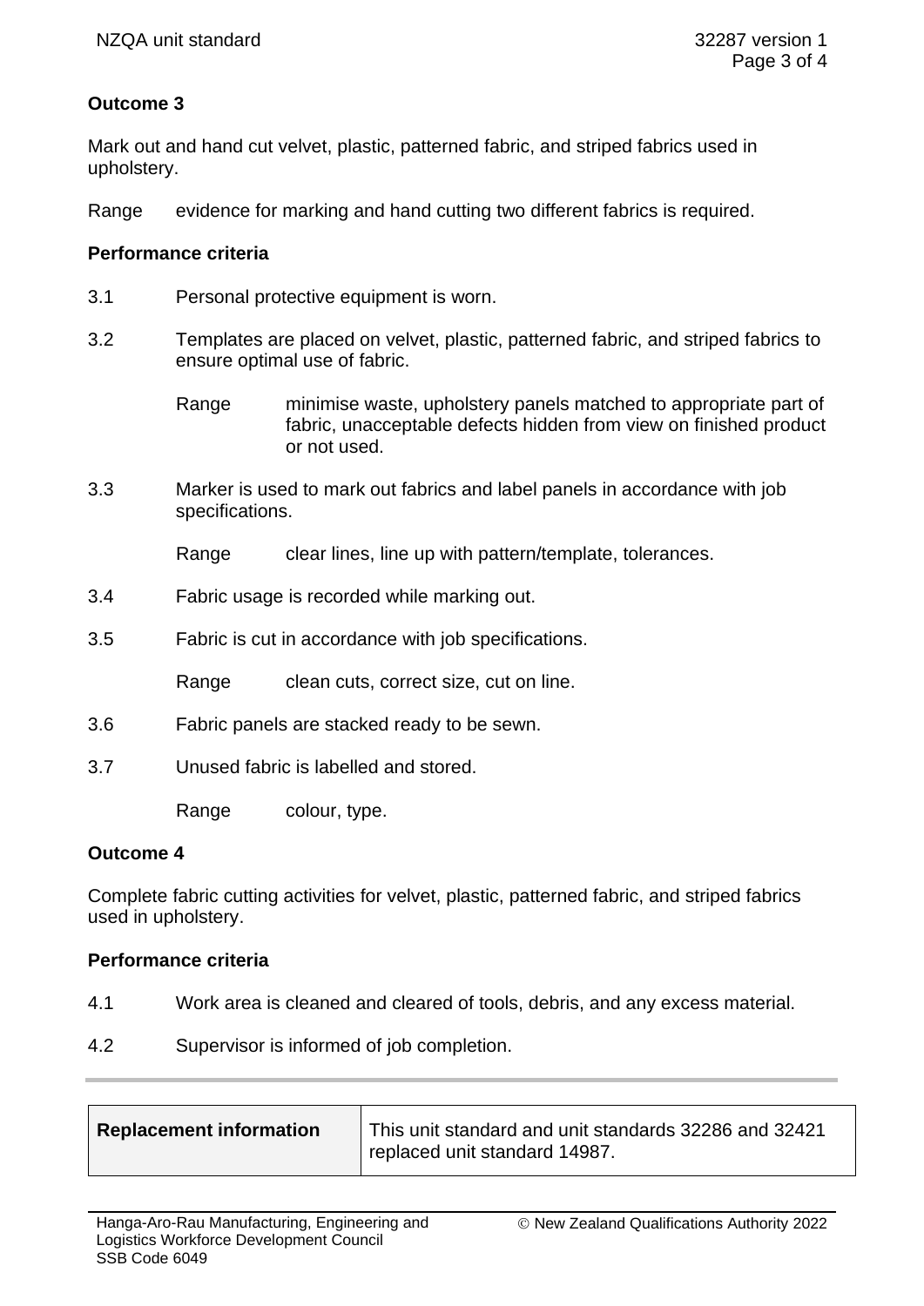**Outcome 3**

Mark out and hand cut velvet, plastic, patterned fabric, and striped fabrics used in upholstery.

Range evidence for marking and hand cutting two different fabrics is required.

**Performance criteria**

3.1 Personal protective equipment is worn.

3.2 Templates are placed on velvet, plastic, patterned fabric, and striped fabrics to ensure optimal use of fabric.

Range minimise waste, upholstery panels matched to appropriate part of fabric, unacceptable defects hidden from view on finished product or not used.

3.3 Marker is used to mark out fabrics and label panels in accordance with job specifications.

Range clear lines, line up with pattern/template, tolerances.

3.4 Fabric usage is recorded while marking out.

3.5 Fabric is cut in accordance with job specifications.

Range clean cuts, correct size, cut on line.

3.6 Fabric panels are stacked ready to be sewn.

3.7 Unused fabric is labelled and stored.

Range colour, type.

**Outcome 4**

Complete fabric cutting activities for velvet, plastic, patterned fabric, and striped fabrics used in upholstery.

**Performance criteria**

4.1 Work area is cleaned and cleared of tools, debris, and any excess material.

4.2 Supervisor is informed of job completion.

| **Replacement information** | This unit standard and unit standards 32286 and 32421 replaced unit standard 14987. |
|---|---|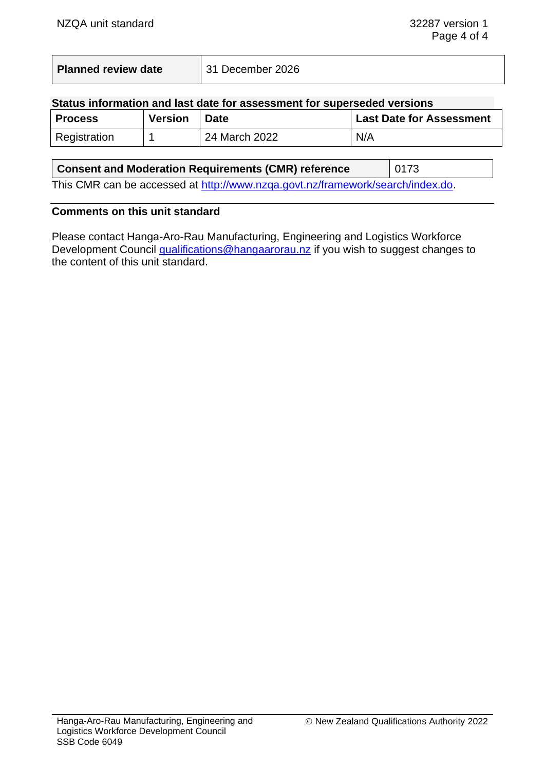| | |
|---|---|
| **Planned review date** | 31 December 2026 |

**Status information and last date for assessment for superseded versions**

| Process | Version | Date | Last Date for Assessment |
|---|---|---|---|
| Registration | 1 | 24 March 2022 | N/A |

| | |
|---|---|
| **Consent and Moderation Requirements (CMR) reference** | 0173 |

This CMR can be accessed at http://www.nzqa.govt.nz/framework/search/index.do.

**Comments on this unit standard**

Please contact Hanga-Aro-Rau Manufacturing, Engineering and Logistics Workforce Development Council qualifications@hangaarorau.nz if you wish to suggest changes to the content of this unit standard.